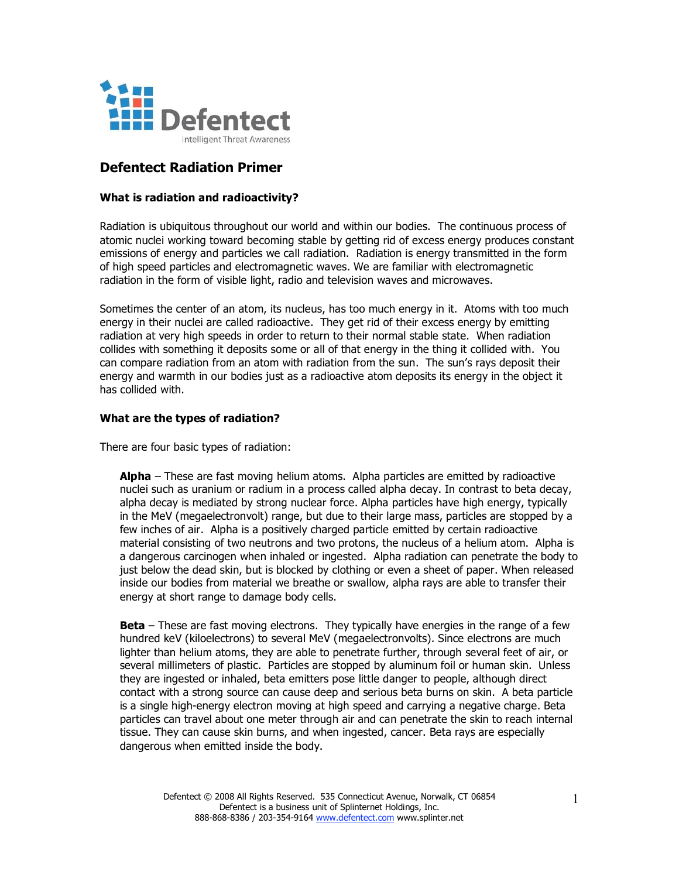Defentect

Intelligent Threat Awareness

# Defentect Radiation Primer

### What is radiation and radioactivity?

Radiation is ubiquitous throughout our world and within our bodies. The continuous process of atomic nuclei working toward becoming stable by getting rid of excess energy produces constant emissions of energy and particles we call radiation. Radiation is energy transmitted in the form of high speed particles and electromagnetic waves. We are familiar with electromagnetic radiation in the form of visible light, radio and television waves and microwaves.

Sometimes the center of an atom, its nucleus, has too much energy in it. Atoms with too much energy in their nuclei are called radioactive. They get rid of their excess energy by emitting radiation at very high speeds in order to return to their normal stable state. When radiation collides with something it deposits some or all of that energy in the thing it collided with. You can compare radiation from an atom with radiation from the sun. The sun's rays deposit their energy and warmth in our bodies just as a radioactive atom deposits its energy in the object it has collided with.

### What are the types of radiation?

There are four basic types of radiation:

**Alpha** – These are fast moving helium atoms. Alpha particles are emitted by radioactive nuclei such as uranium or radium in a process called alpha decay. In contrast to beta decay, alpha decay is mediated by strong nuclear force. Alpha particles have high energy, typically in the MeV (megaelectronvolt) range, but due to their large mass, particles are stopped by a few inches of air. Alpha is a positively charged particle emitted by certain radioactive material consisting of two neutrons and two protons, the nucleus of a helium atom. Alpha is a dangerous carcinogen when inhaled or ingested. Alpha radiation can penetrate the body to just below the dead skin, but is blocked by clothing or even a sheet of paper. When released inside our bodies from material we breathe or swallow, alpha rays are able to transfer their energy at short range to damage body cells.

**Beta** – These are fast moving electrons. They typically have energies in the range of a few hundred keV (kiloelectrons) to several MeV (megaelectronvolts). Since electrons are much lighter than helium atoms, they are able to penetrate further, through several feet of air, or several millimeters of plastic. Particles are stopped by aluminum foil or human skin. Unless they are ingested or inhaled, beta emitters pose little danger to people, although direct contact with a strong source can cause deep and serious beta burns on skin. A beta particle is a single high-energy electron moving at high speed and carrying a negative charge. Beta particles can travel about one meter through air and can penetrate the skin to reach internal tissue. They can cause skin burns, and when ingested, cancer. Beta rays are especially dangerous when emitted inside the body.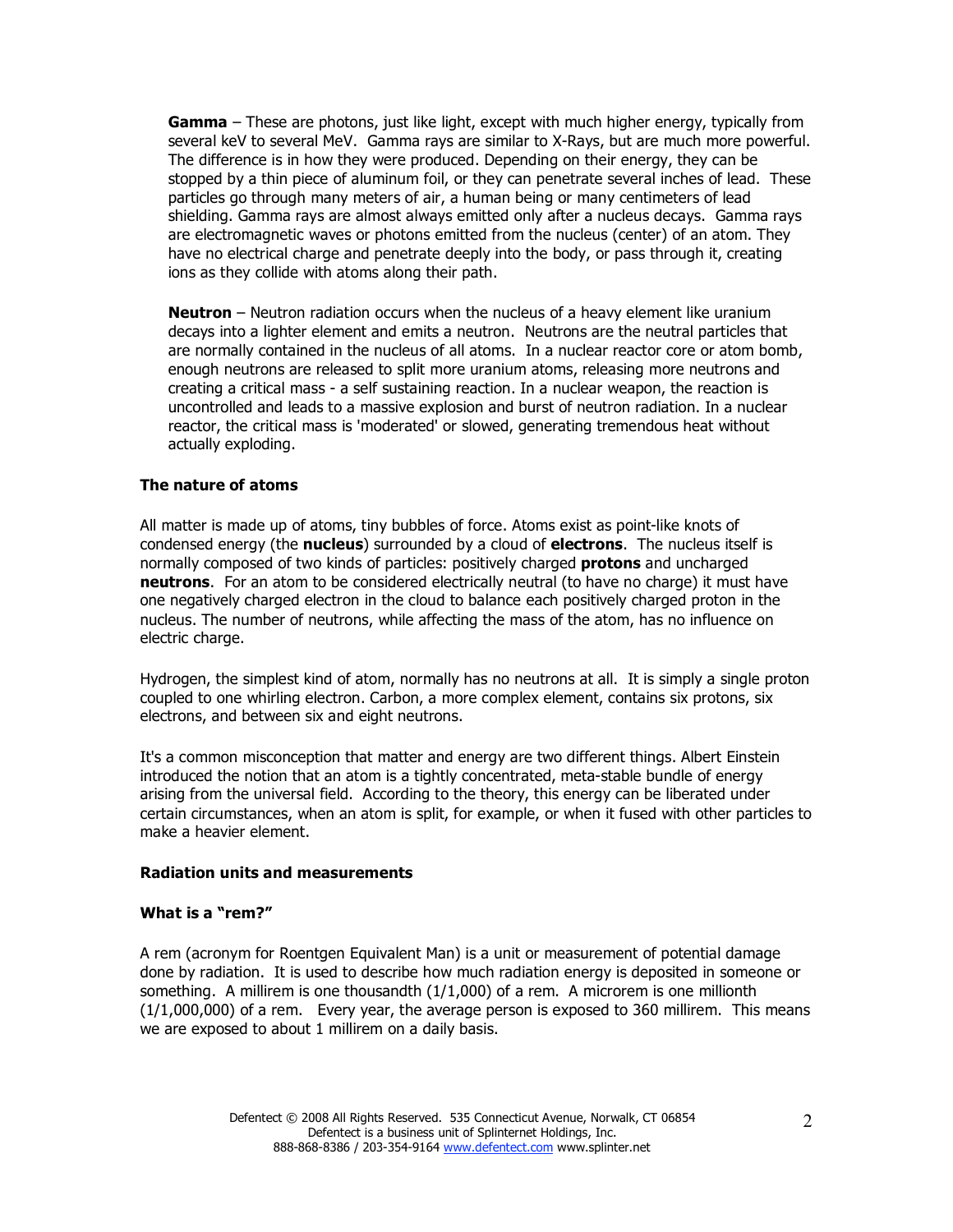**Gamma** – These are photons, just like light, except with much higher energy, typically from several keV to several MeV. Gamma rays are similar to X-Rays, but are much more powerful. The difference is in how they were produced. Depending on their energy, they can be stopped by a thin piece of aluminum foil, or they can penetrate several inches of lead. These particles go through many meters of air, a human being or many centimeters of lead shielding. Gamma rays are almost always emitted only after a nucleus decays. Gamma rays are electromagnetic waves or photons emitted from the nucleus (center) of an atom. They have no electrical charge and penetrate deeply into the body, or pass through it, creating ions as they collide with atoms along their path.

**Neutron** – Neutron radiation occurs when the nucleus of a heavy element like uranium decays into a lighter element and emits a neutron. Neutrons are the neutral particles that are normally contained in the nucleus of all atoms. In a nuclear reactor core or atom bomb, enough neutrons are released to split more uranium atoms, releasing more neutrons and creating a critical mass - a self sustaining reaction. In a nuclear weapon, the reaction is uncontrolled and leads to a massive explosion and burst of neutron radiation. In a nuclear reactor, the critical mass is 'moderated' or slowed, generating tremendous heat without actually exploding.

### The nature of atoms

All matter is made up of atoms, tiny bubbles of force. Atoms exist as point-like knots of condensed energy (the **nucleus**) surrounded by a cloud of **electrons**. The nucleus itself is normally composed of two kinds of particles: positively charged **protons** and uncharged **neutrons**. For an atom to be considered electrically neutral (to have no charge) it must have one negatively charged electron in the cloud to balance each positively charged proton in the nucleus. The number of neutrons, while affecting the mass of the atom, has no influence on electric charge.

Hydrogen, the simplest kind of atom, normally has no neutrons at all. It is simply a single proton coupled to one whirling electron. Carbon, a more complex element, contains six protons, six electrons, and between six and eight neutrons.

It's a common misconception that matter and energy are two different things. Albert Einstein introduced the notion that an atom is a tightly concentrated, meta-stable bundle of energy arising from the universal field. According to the theory, this energy can be liberated under certain circumstances, when an atom is split, for example, or when it fused with other particles to make a heavier element.

### Radiation units and measurements

### What is a "rem?"

A rem (acronym for Roentgen Equivalent Man) is a unit or measurement of potential damage done by radiation. It is used to describe how much radiation energy is deposited in someone or something. A millirem is one thousandth (1/1,000) of a rem. A microrem is one millionth (1/1,000,000) of a rem. Every year, the average person is exposed to 360 millirem. This means we are exposed to about 1 millirem on a daily basis.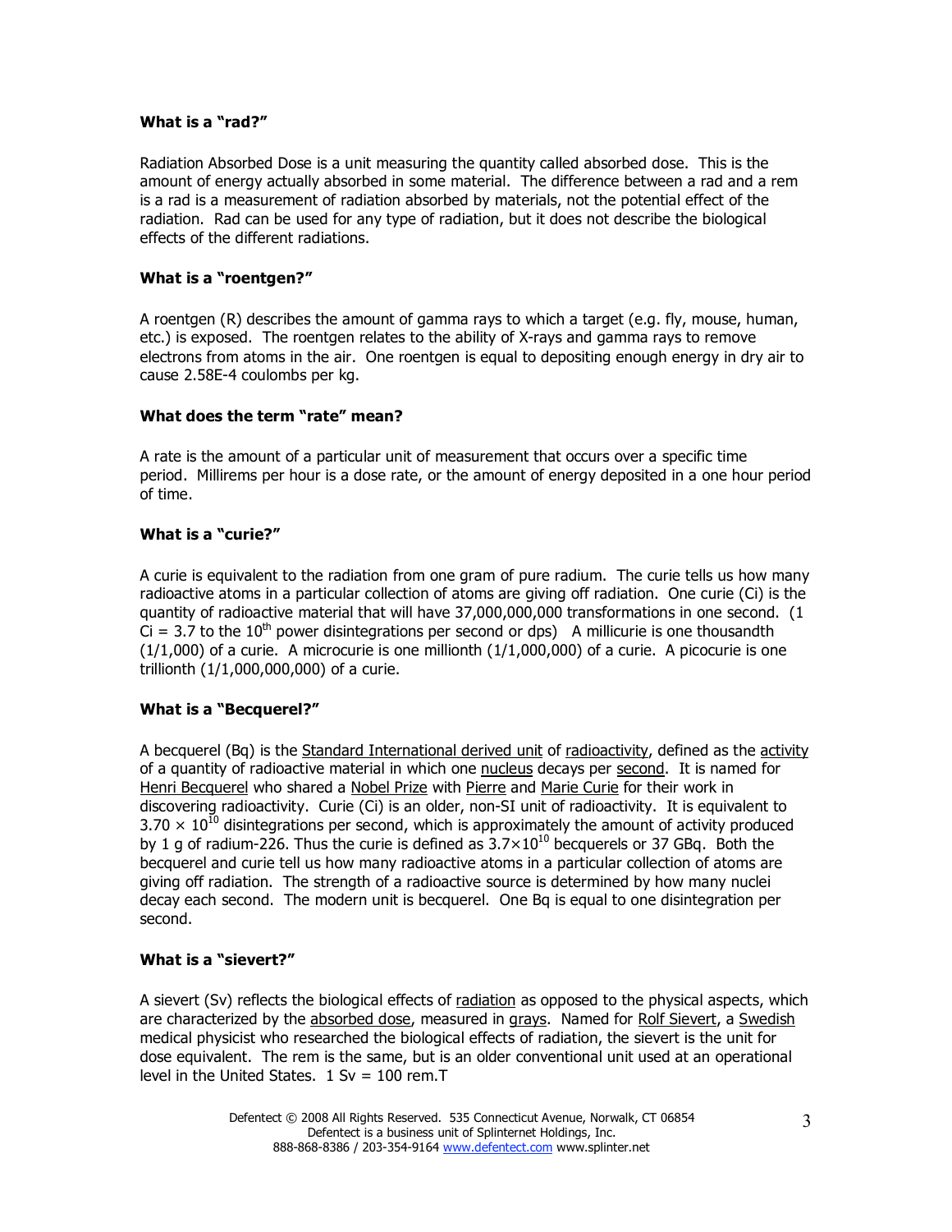### What is a "rad?"

Radiation Absorbed Dose is a unit measuring the quantity called absorbed dose. This is the amount of energy actually absorbed in some material. The difference between a rad and a rem is a rad is a measurement of radiation absorbed by materials, not the potential effect of the radiation. Rad can be used for any type of radiation, but it does not describe the biological effects of the different radiations.

### What is a "roentgen?"

A roentgen (R) describes the amount of gamma rays to which a target (e.g. fly, mouse, human, etc.) is exposed. The roentgen relates to the ability of X-rays and gamma rays to remove electrons from atoms in the air. One roentgen is equal to depositing enough energy in dry air to cause 2.58E-4 coulombs per kg.

### What does the term "rate" mean?

A rate is the amount of a particular unit of measurement that occurs over a specific time period. Millirems per hour is a dose rate, or the amount of energy deposited in a one hour period of time.

### What is a "curie?"

A curie is equivalent to the radiation from one gram of pure radium. The curie tells us how many radioactive atoms in a particular collection of atoms are giving off radiation. One curie (Ci) is the quantity of radioactive material that will have 37,000,000,000 transformations in one second. (1 Ci = 3.7 to the $10^{th}$ power disintegrations per second or dps) A millicurie is one thousandth (1/1,000) of a curie. A microcurie is one millionth (1/1,000,000) of a curie. A picocurie is one trillionth (1/1,000,000,000) of a curie.

### What is a "Becquerel?"

A becquerel (Bq) is the Standard International derived unit of radioactivity, defined as the activity of a quantity of radioactive material in which one nucleus decays per second. It is named for Henri Becquerel who shared a Nobel Prize with Pierre and Marie Curie for their work in discovering radioactivity. Curie (Ci) is an older, non-SI unit of radioactivity. It is equivalent to $3.70 \times 10^{10}$ disintegrations per second, which is approximately the amount of activity produced by 1 g of radium-226. Thus the curie is defined as $3.7\times10^{10}$ becquerels or 37 GBq. Both the becquerel and curie tell us how many radioactive atoms in a particular collection of atoms are giving off radiation. The strength of a radioactive source is determined by how many nuclei decay each second. The modern unit is becquerel. One Bq is equal to one disintegration per second.

### What is a "sievert?"

A sievert (Sv) reflects the biological effects of radiation as opposed to the physical aspects, which are characterized by the absorbed dose, measured in grays. Named for Rolf Sievert, a Swedish medical physicist who researched the biological effects of radiation, the sievert is the unit for dose equivalent. The rem is the same, but is an older conventional unit used at an operational level in the United States. 1 Sv = 100 rem.T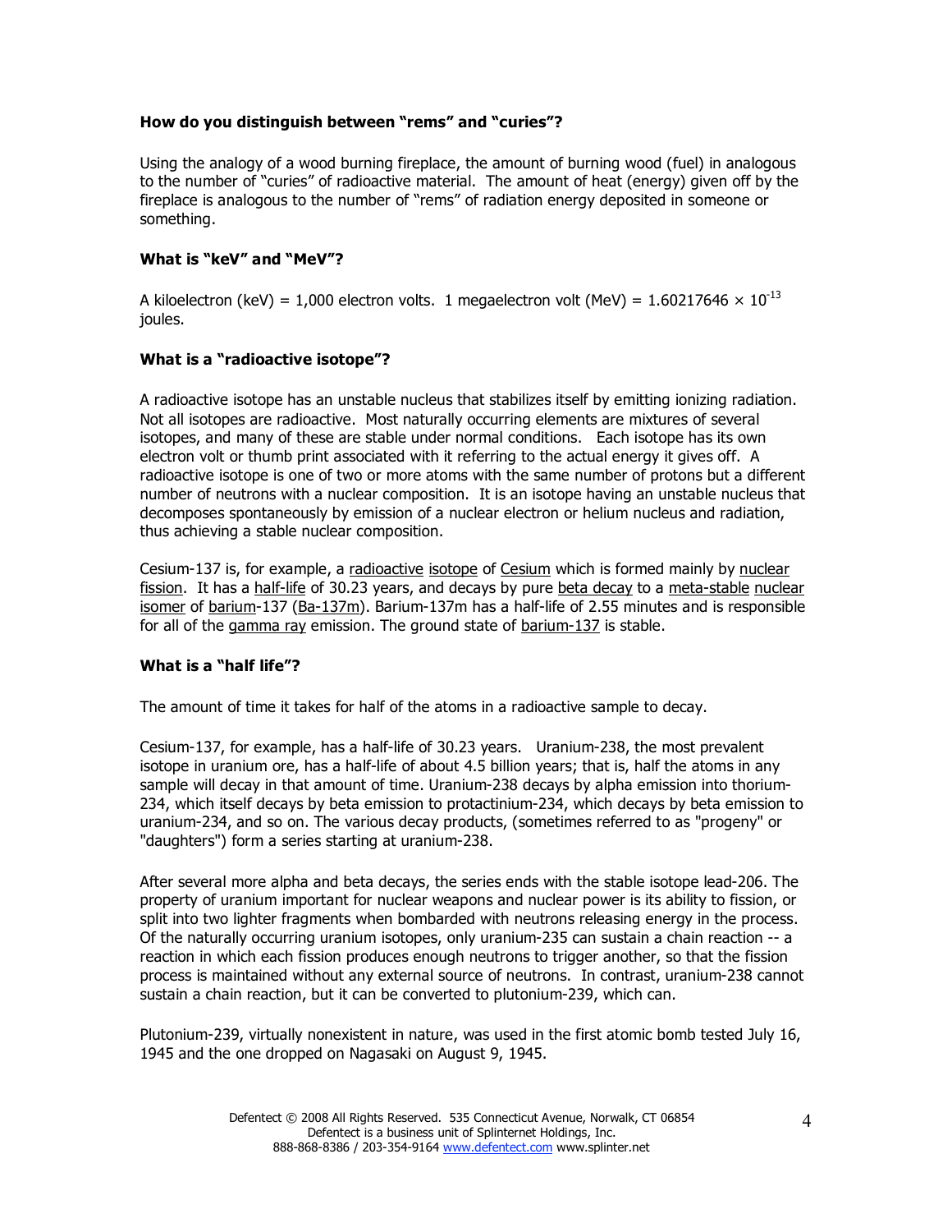**How do you distinguish between "rems" and "curies"?**

Using the analogy of a wood burning fireplace, the amount of burning wood (fuel) in analogous to the number of "curies" of radioactive material. The amount of heat (energy) given off by the fireplace is analogous to the number of "rems" of radiation energy deposited in someone or something.

**What is "keV" and "MeV"?**

A kiloelectron (keV) = 1,000 electron volts. 1 megaelectron volt (MeV) = $1.60217646 \times 10^{-13}$ joules.

**What is a "radioactive isotope"?**

A radioactive isotope has an unstable nucleus that stabilizes itself by emitting ionizing radiation. Not all isotopes are radioactive. Most naturally occurring elements are mixtures of several isotopes, and many of these are stable under normal conditions. Each isotope has its own electron volt or thumb print associated with it referring to the actual energy it gives off. A radioactive isotope is one of two or more atoms with the same number of protons but a different number of neutrons with a nuclear composition. It is an isotope having an unstable nucleus that decomposes spontaneously by emission of a nuclear electron or helium nucleus and radiation, thus achieving a stable nuclear composition.

Cesium-137 is, for example, a radioactive isotope of Cesium which is formed mainly by nuclear fission. It has a half-life of 30.23 years, and decays by pure beta decay to a meta-stable nuclear isomer of barium-137 (Ba-137m). Barium-137m has a half-life of 2.55 minutes and is responsible for all of the gamma ray emission. The ground state of barium-137 is stable.

**What is a "half life"?**

The amount of time it takes for half of the atoms in a radioactive sample to decay.

Cesium-137, for example, has a half-life of 30.23 years. Uranium-238, the most prevalent isotope in uranium ore, has a half-life of about 4.5 billion years; that is, half the atoms in any sample will decay in that amount of time. Uranium-238 decays by alpha emission into thorium-234, which itself decays by beta emission to protactinium-234, which decays by beta emission to uranium-234, and so on. The various decay products, (sometimes referred to as "progeny" or "daughters") form a series starting at uranium-238.

After several more alpha and beta decays, the series ends with the stable isotope lead-206. The property of uranium important for nuclear weapons and nuclear power is its ability to fission, or split into two lighter fragments when bombarded with neutrons releasing energy in the process. Of the naturally occurring uranium isotopes, only uranium-235 can sustain a chain reaction -- a reaction in which each fission produces enough neutrons to trigger another, so that the fission process is maintained without any external source of neutrons. In contrast, uranium-238 cannot sustain a chain reaction, but it can be converted to plutonium-239, which can.

Plutonium-239, virtually nonexistent in nature, was used in the first atomic bomb tested July 16, 1945 and the one dropped on Nagasaki on August 9, 1945.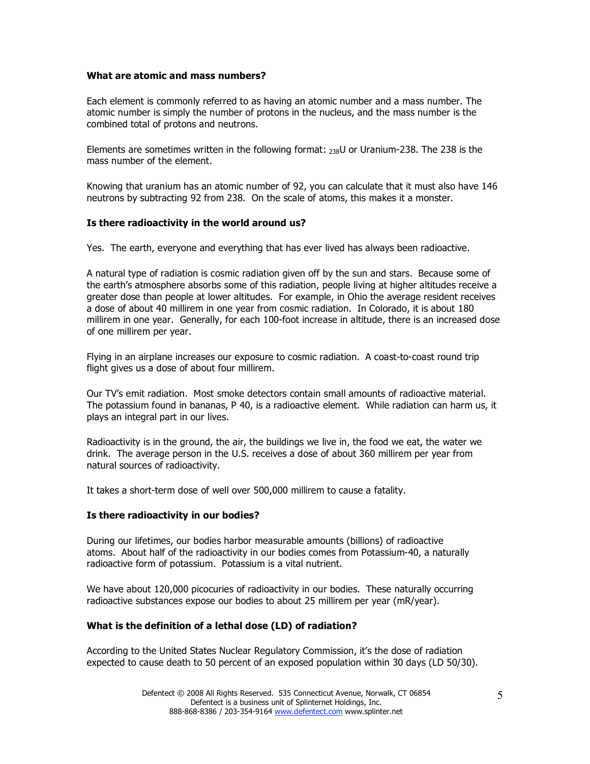### What are atomic and mass numbers?

Each element is commonly referred to as having an atomic number and a mass number. The atomic number is simply the number of protons in the nucleus, and the mass number is the combined total of protons and neutrons.

Elements are sometimes written in the following format: $_{238}U$ or Uranium-238. The 238 is the mass number of the element.

Knowing that uranium has an atomic number of 92, you can calculate that it must also have 146 neutrons by subtracting 92 from 238. On the scale of atoms, this makes it a monster.

### Is there radioactivity in the world around us?

Yes. The earth, everyone and everything that has ever lived has always been radioactive.

A natural type of radiation is cosmic radiation given off by the sun and stars. Because some of the earth's atmosphere absorbs some of this radiation, people living at higher altitudes receive a greater dose than people at lower altitudes. For example, in Ohio the average resident receives a dose of about 40 millirem in one year from cosmic radiation. In Colorado, it is about 180 millirem in one year. Generally, for each 100-foot increase in altitude, there is an increased dose of one millirem per year.

Flying in an airplane increases our exposure to cosmic radiation. A coast-to-coast round trip flight gives us a dose of about four millirem.

Our TV's emit radiation. Most smoke detectors contain small amounts of radioactive material. The potassium found in bananas, P 40, is a radioactive element. While radiation can harm us, it plays an integral part in our lives.

Radioactivity is in the ground, the air, the buildings we live in, the food we eat, the water we drink. The average person in the U.S. receives a dose of about 360 millirem per year from natural sources of radioactivity.

It takes a short-term dose of well over 500,000 millirem to cause a fatality.

### Is there radioactivity in our bodies?

During our lifetimes, our bodies harbor measurable amounts (billions) of radioactive atoms. About half of the radioactivity in our bodies comes from Potassium-40, a naturally radioactive form of potassium. Potassium is a vital nutrient.

We have about 120,000 picocuries of radioactivity in our bodies. These naturally occurring radioactive substances expose our bodies to about 25 millirem per year (mR/year).

### What is the definition of a lethal dose (LD) of radiation?

According to the United States Nuclear Regulatory Commission, it's the dose of radiation expected to cause death to 50 percent of an exposed population within 30 days (LD 50/30).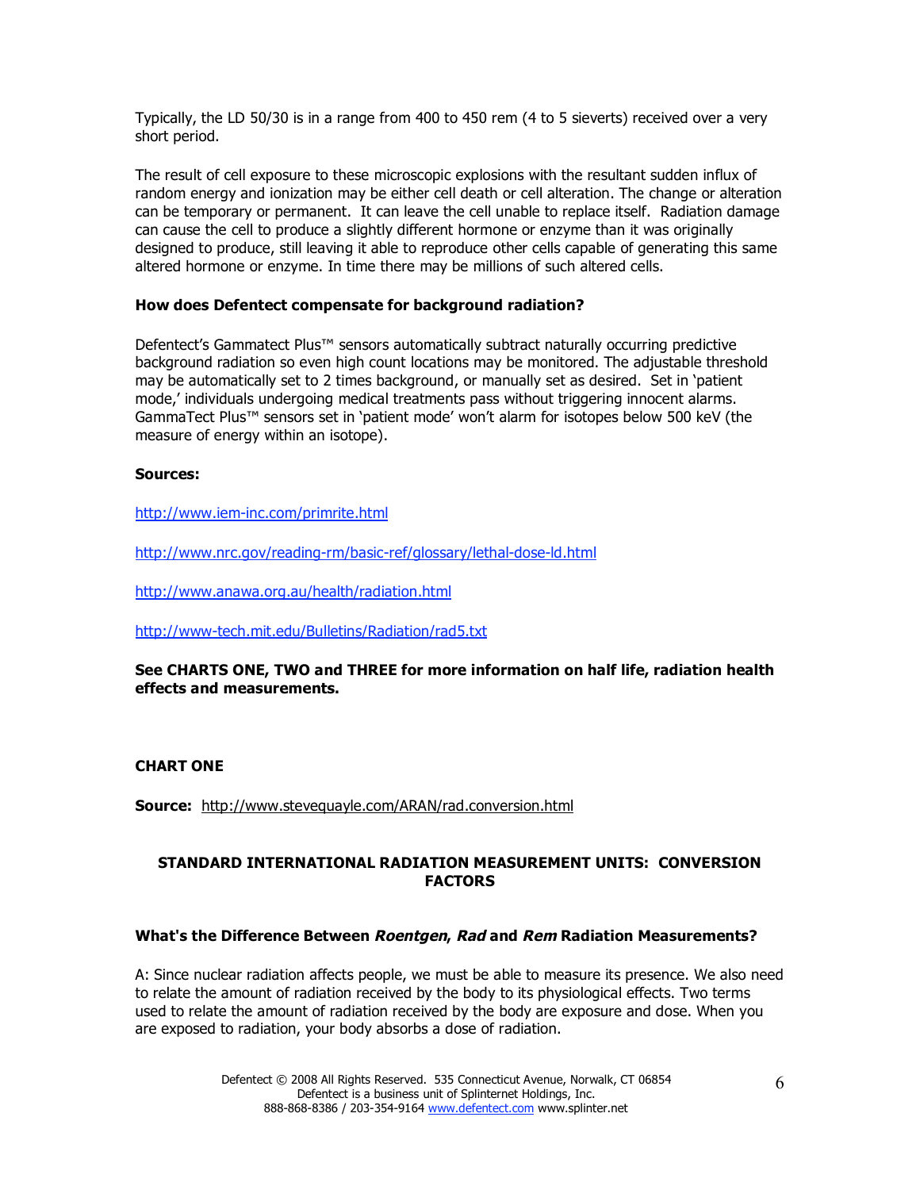Typically, the LD 50/30 is in a range from 400 to 450 rem (4 to 5 sieverts) received over a very short period.

The result of cell exposure to these microscopic explosions with the resultant sudden influx of random energy and ionization may be either cell death or cell alteration. The change or alteration can be temporary or permanent. It can leave the cell unable to replace itself. Radiation damage can cause the cell to produce a slightly different hormone or enzyme than it was originally designed to produce, still leaving it able to reproduce other cells capable of generating this same altered hormone or enzyme. In time there may be millions of such altered cells.

**How does Defentect compensate for background radiation?**

Defentect's Gammatect Plus™ sensors automatically subtract naturally occurring predictive background radiation so even high count locations may be monitored. The adjustable threshold may be automatically set to 2 times background, or manually set as desired. Set in 'patient mode,' individuals undergoing medical treatments pass without triggering innocent alarms. GammaTect Plus™ sensors set in 'patient mode' won't alarm for isotopes below 500 keV (the measure of energy within an isotope).

**Sources:**

http://www.iem-inc.com/primrite.html

http://www.nrc.gov/reading-rm/basic-ref/glossary/lethal-dose-ld.html

http://www.anawa.org.au/health/radiation.html

http://www-tech.mit.edu/Bulletins/Radiation/rad5.txt

**See CHARTS ONE, TWO and THREE for more information on half life, radiation health effects and measurements.**

**CHART ONE**

**Source:** http://www.stevequayle.com/ARAN/rad.conversion.html

## STANDARD INTERNATIONAL RADIATION MEASUREMENT UNITS: CONVERSION FACTORS

**What's the Difference Between *Roentgen*, *Rad* and *Rem* Radiation Measurements?**

A: Since nuclear radiation affects people, we must be able to measure its presence. We also need to relate the amount of radiation received by the body to its physiological effects. Two terms used to relate the amount of radiation received by the body are exposure and dose. When you are exposed to radiation, your body absorbs a dose of radiation.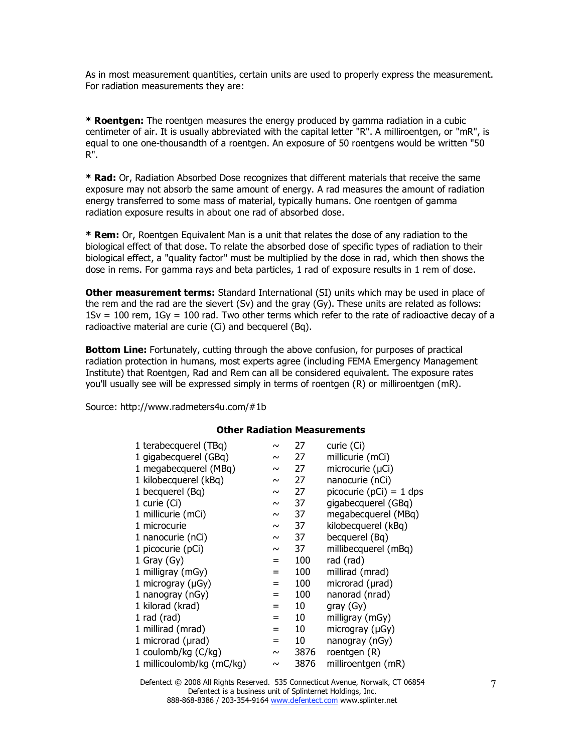As in most measurement quantities, certain units are used to properly express the measurement. For radiation measurements they are:

* **Roentgen:** The roentgen measures the energy produced by gamma radiation in a cubic centimeter of air. It is usually abbreviated with the capital letter "R". A milliroentgen, or "mR", is equal to one one-thousandth of a roentgen. An exposure of 50 roentgens would be written "50 R".

* **Rad:** Or, Radiation Absorbed Dose recognizes that different materials that receive the same exposure may not absorb the same amount of energy. A rad measures the amount of radiation energy transferred to some mass of material, typically humans. One roentgen of gamma radiation exposure results in about one rad of absorbed dose.

* **Rem:** Or, Roentgen Equivalent Man is a unit that relates the dose of any radiation to the biological effect of that dose. To relate the absorbed dose of specific types of radiation to their biological effect, a "quality factor" must be multiplied by the dose in rad, which then shows the dose in rems. For gamma rays and beta particles, 1 rad of exposure results in 1 rem of dose.

**Other measurement terms:** Standard International (SI) units which may be used in place of the rem and the rad are the sievert (Sv) and the gray (Gy). These units are related as follows: 1Sv = 100 rem, 1Gy = 100 rad. Two other terms which refer to the rate of radioactive decay of a radioactive material are curie (Ci) and becquerel (Bq).

**Bottom Line:** Fortunately, cutting through the above confusion, for purposes of practical radiation protection in humans, most experts agree (including FEMA Emergency Management Institute) that Roentgen, Rad and Rem can all be considered equivalent. The exposure rates you'll usually see will be expressed simply in terms of roentgen (R) or milliroentgen (mR).

Source: http://www.radmeters4u.com/#1b

**Other Radiation Measurements**

| Unit | | Value | Equivalent |
|---|---|---|---|
| 1 terabecquerel (TBq) | ~ | 27 | curie (Ci) |
| 1 gigabecquerel (GBq) | ~ | 27 | millicurie (mCi) |
| 1 megabecquerel (MBq) | ~ | 27 | microcurie (µCi) |
| 1 kilobecquerel (kBq) | ~ | 27 | nanocurie (nCi) |
| 1 becquerel (Bq) | ~ | 27 | picocurie (pCi) = 1 dps |
| 1 curie (Ci) | ~ | 37 | gigabecquerel (GBq) |
| 1 millicurie (mCi) | ~ | 37 | megabecquerel (MBq) |
| 1 microcurie | ~ | 37 | kilobecquerel (kBq) |
| 1 nanocurie (nCi) | ~ | 37 | becquerel (Bq) |
| 1 picocurie (pCi) | ~ | 37 | millibecquerel (mBq) |
| 1 Gray (Gy) | = | 100 | rad (rad) |
| 1 milligray (mGy) | = | 100 | millirad (mrad) |
| 1 microgray (µGy) | = | 100 | microrad (µrad) |
| 1 nanogray (nGy) | = | 100 | nanorad (nrad) |
| 1 kilorad (krad) | = | 10 | gray (Gy) |
| 1 rad (rad) | = | 10 | milligray (mGy) |
| 1 millirad (mrad) | = | 10 | microgray (µGy) |
| 1 microrad (µrad) | = | 10 | nanogray (nGy) |
| 1 coulomb/kg (C/kg) | ~ | 3876 | roentgen (R) |
| 1 millicoulomb/kg (mC/kg) | ~ | 3876 | milliroentgen (mR) |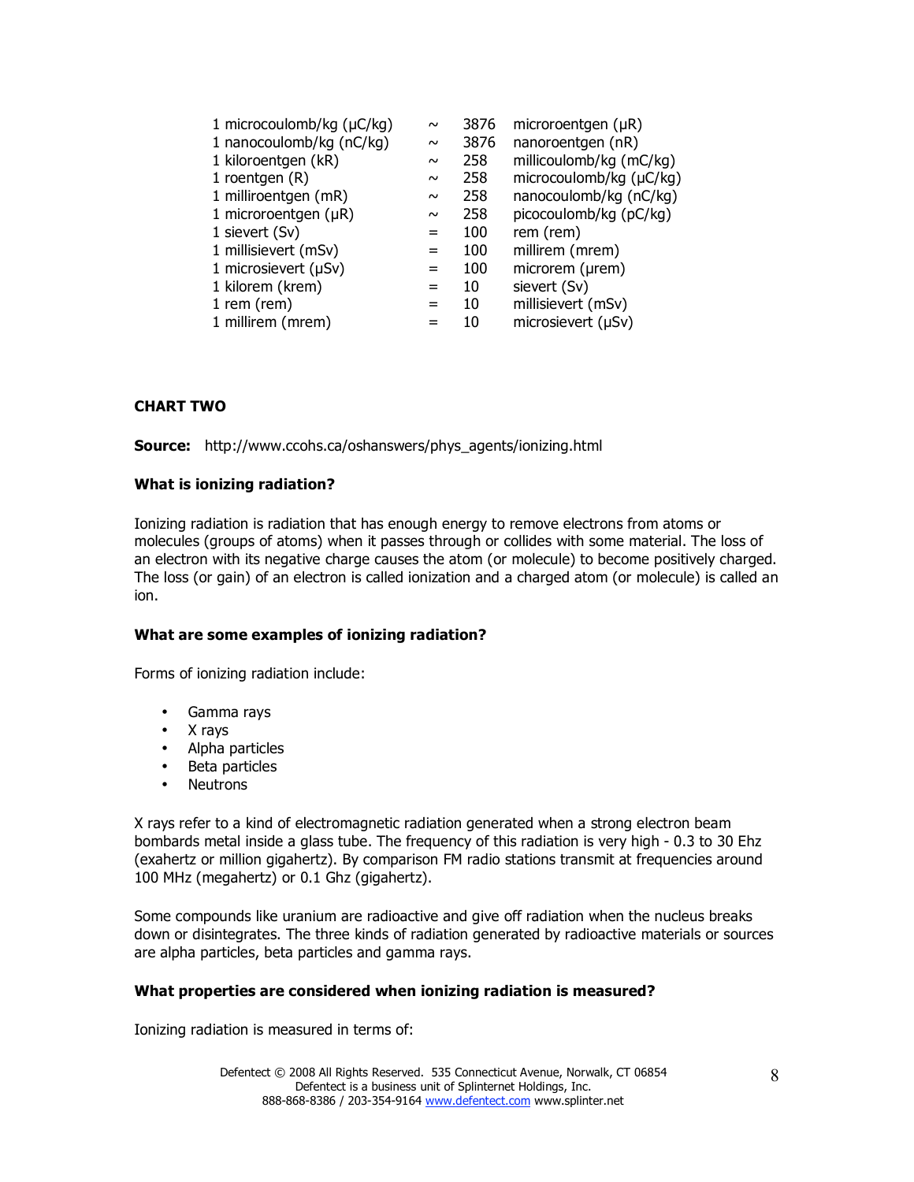| | | | |
|---|---|---|---|
| 1 microcoulomb/kg (μC/kg) | ~ | 3876 | microroentgen (μR) |
| 1 nanocoulomb/kg (nC/kg) | ~ | 3876 | nanoroentgen (nR) |
| 1 kiloroentgen (kR) | ~ | 258 | millicoulomb/kg (mC/kg) |
| 1 roentgen (R) | ~ | 258 | microcoulomb/kg (μC/kg) |
| 1 milliroentgen (mR) | ~ | 258 | nanocoulomb/kg (nC/kg) |
| 1 microroentgen (μR) | ~ | 258 | picocoulomb/kg (pC/kg) |
| 1 sievert (Sv) | = | 100 | rem (rem) |
| 1 millisievert (mSv) | = | 100 | millirem (mrem) |
| 1 microsievert (μSv) | = | 100 | microrem (μrem) |
| 1 kilorem (krem) | = | 10 | sievert (Sv) |
| 1 rem (rem) | = | 10 | millisievert (mSv) |
| 1 millirem (mrem) | = | 10 | microsievert (μSv) |

**CHART TWO**

**Source:** http://www.ccohs.ca/oshanswers/phys_agents/ionizing.html

**What is ionizing radiation?**

Ionizing radiation is radiation that has enough energy to remove electrons from atoms or molecules (groups of atoms) when it passes through or collides with some material. The loss of an electron with its negative charge causes the atom (or molecule) to become positively charged. The loss (or gain) of an electron is called ionization and a charged atom (or molecule) is called an ion.

**What are some examples of ionizing radiation?**

Forms of ionizing radiation include:

- Gamma rays
- X rays
- Alpha particles
- Beta particles
- Neutrons

X rays refer to a kind of electromagnetic radiation generated when a strong electron beam bombards metal inside a glass tube. The frequency of this radiation is very high - 0.3 to 30 Ehz (exahertz or million gigahertz). By comparison FM radio stations transmit at frequencies around 100 MHz (megahertz) or 0.1 Ghz (gigahertz).

Some compounds like uranium are radioactive and give off radiation when the nucleus breaks down or disintegrates. The three kinds of radiation generated by radioactive materials or sources are alpha particles, beta particles and gamma rays.

**What properties are considered when ionizing radiation is measured?**

Ionizing radiation is measured in terms of: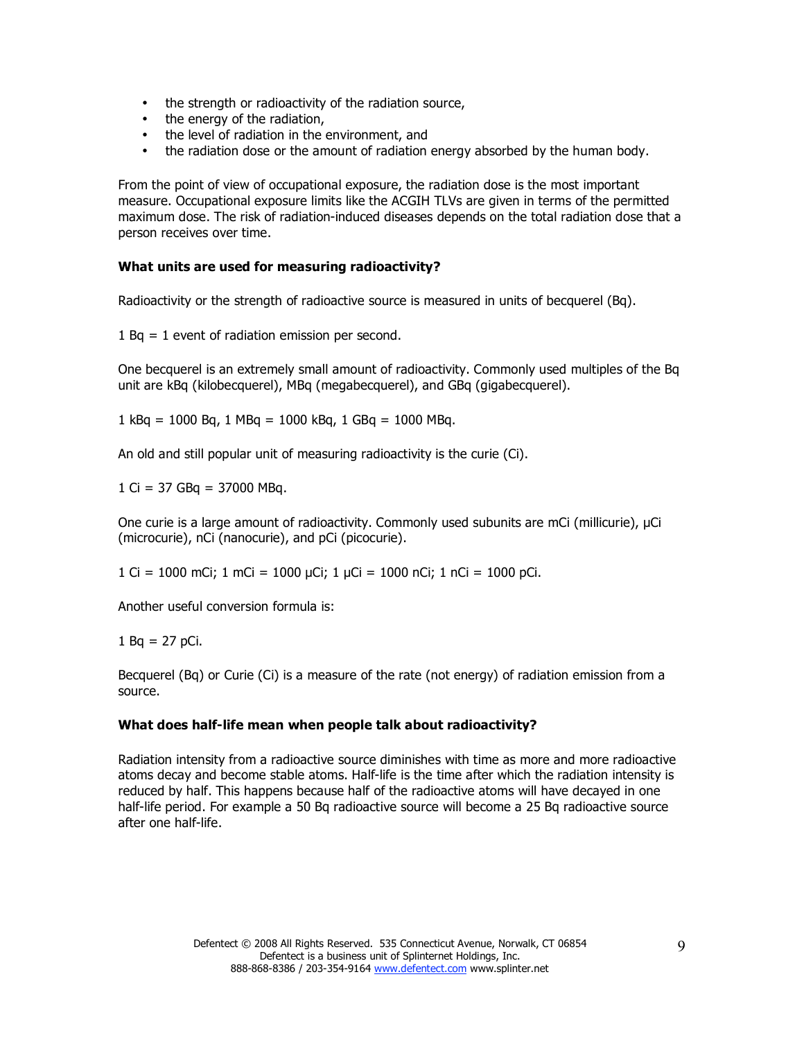- the strength or radioactivity of the radiation source,
- the energy of the radiation,
- the level of radiation in the environment, and
- the radiation dose or the amount of radiation energy absorbed by the human body.

From the point of view of occupational exposure, the radiation dose is the most important measure. Occupational exposure limits like the ACGIH TLVs are given in terms of the permitted maximum dose. The risk of radiation-induced diseases depends on the total radiation dose that a person receives over time.

**What units are used for measuring radioactivity?**

Radioactivity or the strength of radioactive source is measured in units of becquerel (Bq).

1 Bq = 1 event of radiation emission per second.

One becquerel is an extremely small amount of radioactivity. Commonly used multiples of the Bq unit are kBq (kilobecquerel), MBq (megabecquerel), and GBq (gigabecquerel).

1 kBq = 1000 Bq, 1 MBq = 1000 kBq, 1 GBq = 1000 MBq.

An old and still popular unit of measuring radioactivity is the curie (Ci).

1 Ci = 37 GBq = 37000 MBq.

One curie is a large amount of radioactivity. Commonly used subunits are mCi (millicurie), µCi (microcurie), nCi (nanocurie), and pCi (picocurie).

1 Ci = 1000 mCi; 1 mCi = 1000 µCi; 1 µCi = 1000 nCi; 1 nCi = 1000 pCi.

Another useful conversion formula is:

1 Bq = 27 pCi.

Becquerel (Bq) or Curie (Ci) is a measure of the rate (not energy) of radiation emission from a source.

**What does half-life mean when people talk about radioactivity?**

Radiation intensity from a radioactive source diminishes with time as more and more radioactive atoms decay and become stable atoms. Half-life is the time after which the radiation intensity is reduced by half. This happens because half of the radioactive atoms will have decayed in one half-life period. For example a 50 Bq radioactive source will become a 25 Bq radioactive source after one half-life.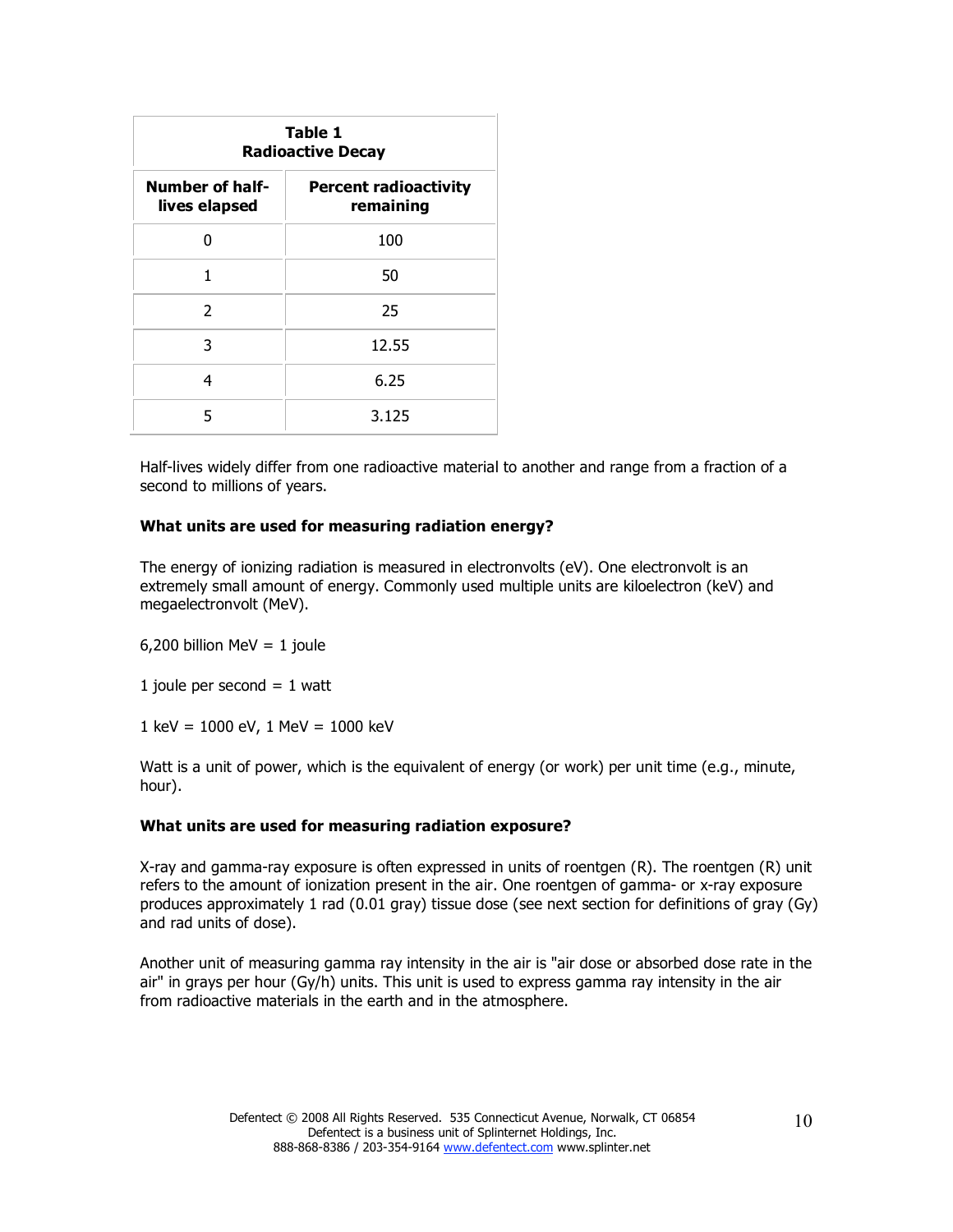| Table 1 Radioactive Decay | |
|---|---|
| **Number of half-lives elapsed** | **Percent radioactivity remaining** |
| 0 | 100 |
| 1 | 50 |
| 2 | 25 |
| 3 | 12.55 |
| 4 | 6.25 |
| 5 | 3.125 |

Half-lives widely differ from one radioactive material to another and range from a fraction of a second to millions of years.

### What units are used for measuring radiation energy?

The energy of ionizing radiation is measured in electronvolts (eV). One electronvolt is an extremely small amount of energy. Commonly used multiple units are kiloelectron (keV) and megaelectronvolt (MeV).

6,200 billion MeV = 1 joule

1 joule per second = 1 watt

1 keV = 1000 eV, 1 MeV = 1000 keV

Watt is a unit of power, which is the equivalent of energy (or work) per unit time (e.g., minute, hour).

### What units are used for measuring radiation exposure?

X-ray and gamma-ray exposure is often expressed in units of roentgen (R). The roentgen (R) unit refers to the amount of ionization present in the air. One roentgen of gamma- or x-ray exposure produces approximately 1 rad (0.01 gray) tissue dose (see next section for definitions of gray (Gy) and rad units of dose).

Another unit of measuring gamma ray intensity in the air is "air dose or absorbed dose rate in the air" in grays per hour (Gy/h) units. This unit is used to express gamma ray intensity in the air from radioactive materials in the earth and in the atmosphere.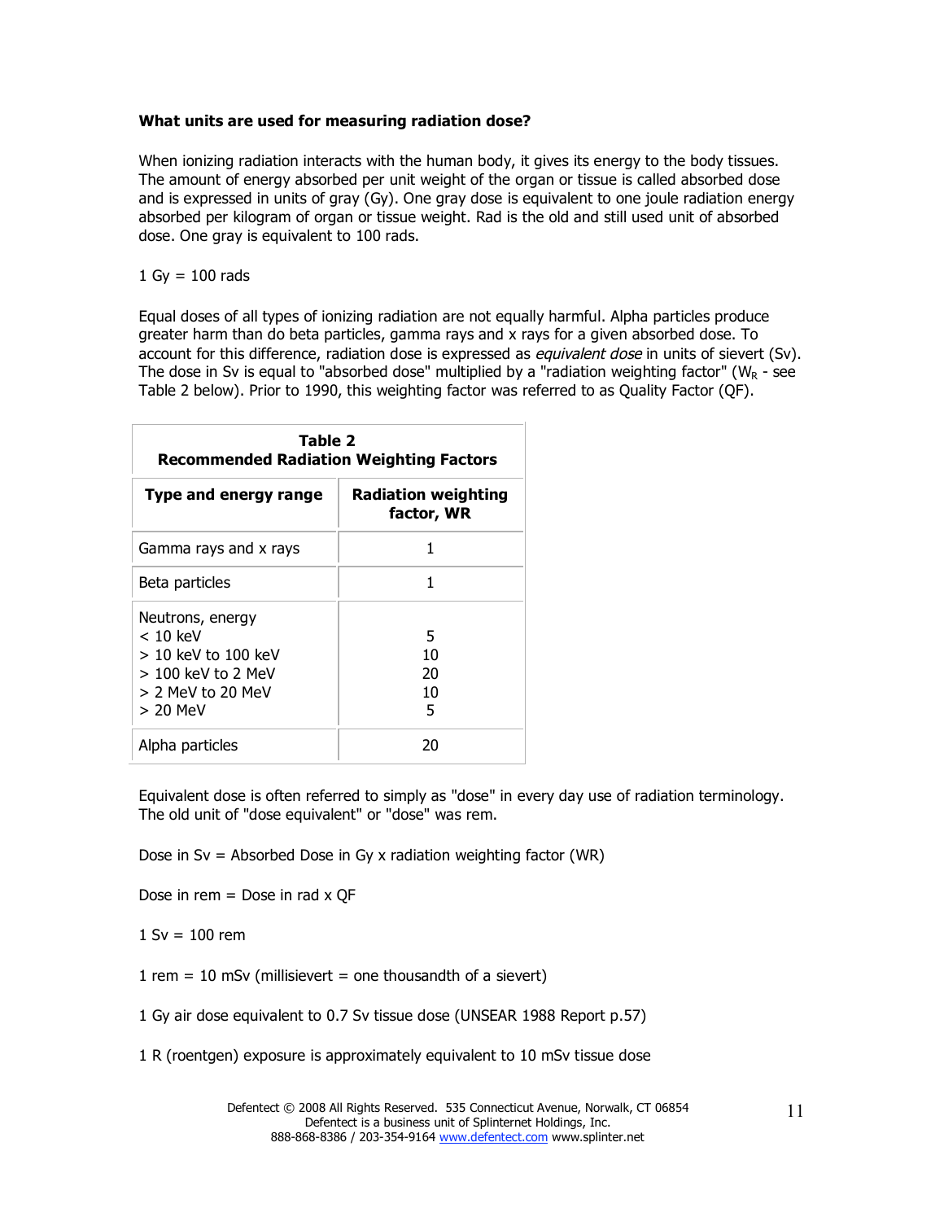**What units are used for measuring radiation dose?**

When ionizing radiation interacts with the human body, it gives its energy to the body tissues. The amount of energy absorbed per unit weight of the organ or tissue is called absorbed dose and is expressed in units of gray (Gy). One gray dose is equivalent to one joule radiation energy absorbed per kilogram of organ or tissue weight. Rad is the old and still used unit of absorbed dose. One gray is equivalent to 100 rads.

1 Gy = 100 rads

Equal doses of all types of ionizing radiation are not equally harmful. Alpha particles produce greater harm than do beta particles, gamma rays and x rays for a given absorbed dose. To account for this difference, radiation dose is expressed as *equivalent dose* in units of sievert (Sv). The dose in Sv is equal to "absorbed dose" multiplied by a "radiation weighting factor" ($W_R$ - see Table 2 below). Prior to 1990, this weighting factor was referred to as Quality Factor (QF).

**Table 2**
**Recommended Radiation Weighting Factors**

| Type and energy range | Radiation weighting factor, WR |
|---|---|
| Gamma rays and x rays | 1 |
| Beta particles | 1 |
| Neutrons, energy<br>< 10 keV<br>> 10 keV to 100 keV<br>> 100 keV to 2 MeV<br>> 2 MeV to 20 MeV<br>> 20 MeV | <br>5<br>10<br>20<br>10<br>5 |
| Alpha particles | 20 |

Equivalent dose is often referred to simply as "dose" in every day use of radiation terminology. The old unit of "dose equivalent" or "dose" was rem.

Dose in Sv = Absorbed Dose in Gy x radiation weighting factor (WR)

Dose in rem = Dose in rad x QF

1 Sv = 100 rem

1 rem = 10 mSv (millisievert = one thousandth of a sievert)

1 Gy air dose equivalent to 0.7 Sv tissue dose (UNSEAR 1988 Report p.57)

1 R (roentgen) exposure is approximately equivalent to 10 mSv tissue dose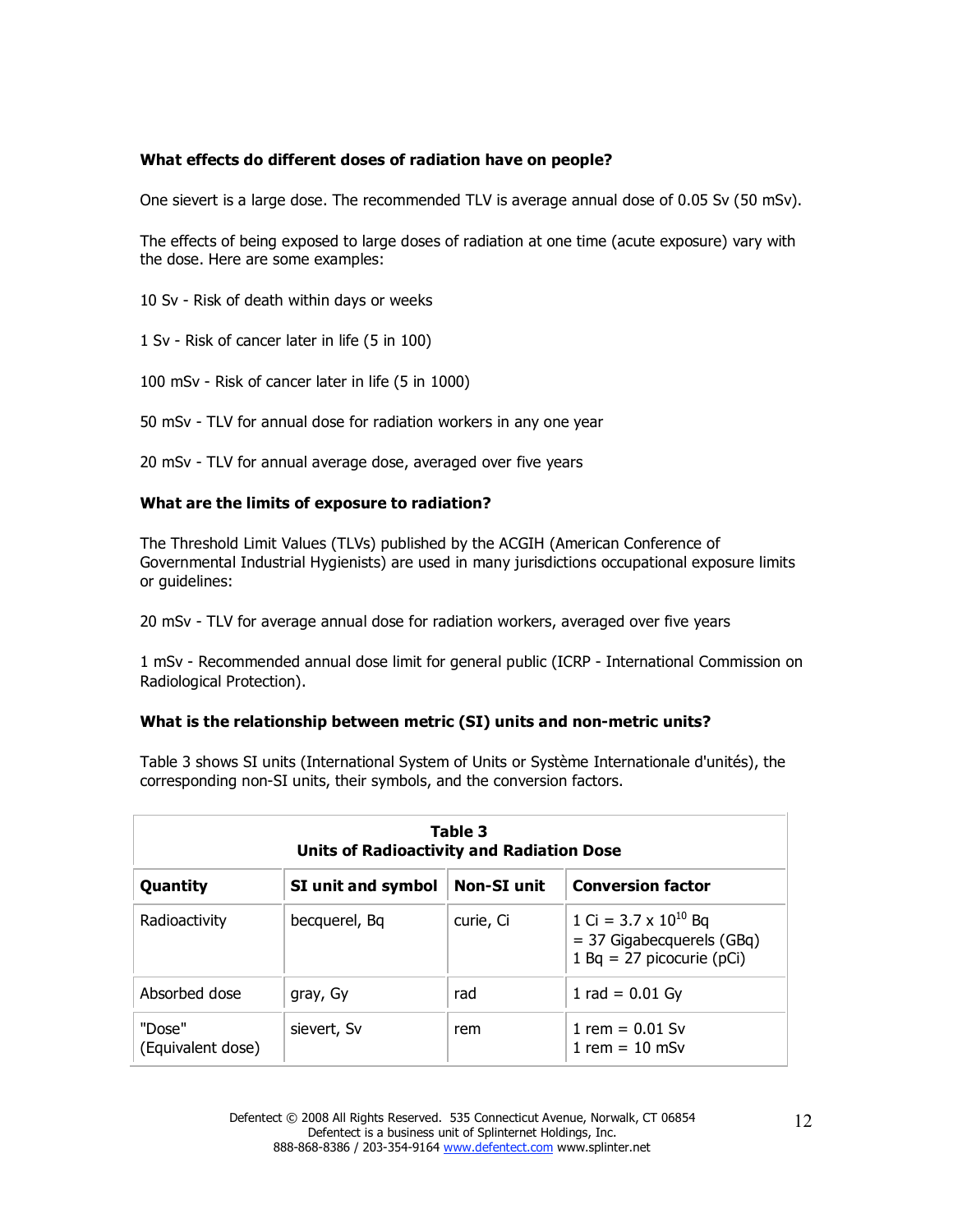**What effects do different doses of radiation have on people?**

One sievert is a large dose. The recommended TLV is average annual dose of 0.05 Sv (50 mSv).

The effects of being exposed to large doses of radiation at one time (acute exposure) vary with the dose. Here are some examples:

10 Sv - Risk of death within days or weeks

1 Sv - Risk of cancer later in life (5 in 100)

100 mSv - Risk of cancer later in life (5 in 1000)

50 mSv - TLV for annual dose for radiation workers in any one year

20 mSv - TLV for annual average dose, averaged over five years

**What are the limits of exposure to radiation?**

The Threshold Limit Values (TLVs) published by the ACGIH (American Conference of Governmental Industrial Hygienists) are used in many jurisdictions occupational exposure limits or guidelines:

20 mSv - TLV for average annual dose for radiation workers, averaged over five years

1 mSv - Recommended annual dose limit for general public (ICRP - International Commission on Radiological Protection).

**What is the relationship between metric (SI) units and non-metric units?**

Table 3 shows SI units (International System of Units or Système Internationale d'unités), the corresponding non-SI units, their symbols, and the conversion factors.

**Table 3**
**Units of Radioactivity and Radiation Dose**

| Quantity | SI unit and symbol | Non-SI unit | Conversion factor |
|---|---|---|---|
| Radioactivity | becquerel, Bq | curie, Ci | 1 Ci = $3.7 \times 10^{10}$ Bq<br>= 37 Gigabecquerels (GBq)<br>1 Bq = 27 picocurie (pCi) |
| Absorbed dose | gray, Gy | rad | 1 rad = 0.01 Gy |
| "Dose" (Equivalent dose) | sievert, Sv | rem | 1 rem = 0.01 Sv<br>1 rem = 10 mSv |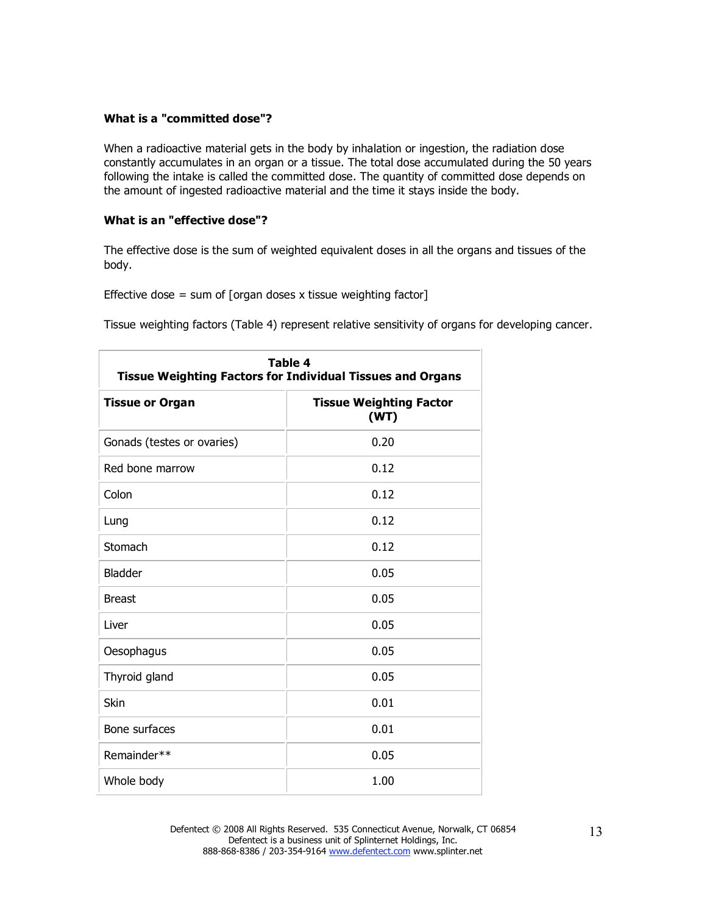**What is a "committed dose"?**

When a radioactive material gets in the body by inhalation or ingestion, the radiation dose constantly accumulates in an organ or a tissue. The total dose accumulated during the 50 years following the intake is called the committed dose. The quantity of committed dose depends on the amount of ingested radioactive material and the time it stays inside the body.

**What is an "effective dose"?**

The effective dose is the sum of weighted equivalent doses in all the organs and tissues of the body.

Effective dose = sum of [organ doses x tissue weighting factor]

Tissue weighting factors (Table 4) represent relative sensitivity of organs for developing cancer.

**Table 4**
**Tissue Weighting Factors for Individual Tissues and Organs**

| Tissue or Organ | Tissue Weighting Factor (WT) |
|---|---|
| Gonads (testes or ovaries) | 0.20 |
| Red bone marrow | 0.12 |
| Colon | 0.12 |
| Lung | 0.12 |
| Stomach | 0.12 |
| Bladder | 0.05 |
| Breast | 0.05 |
| Liver | 0.05 |
| Oesophagus | 0.05 |
| Thyroid gland | 0.05 |
| Skin | 0.01 |
| Bone surfaces | 0.01 |
| Remainder** | 0.05 |
| Whole body | 1.00 |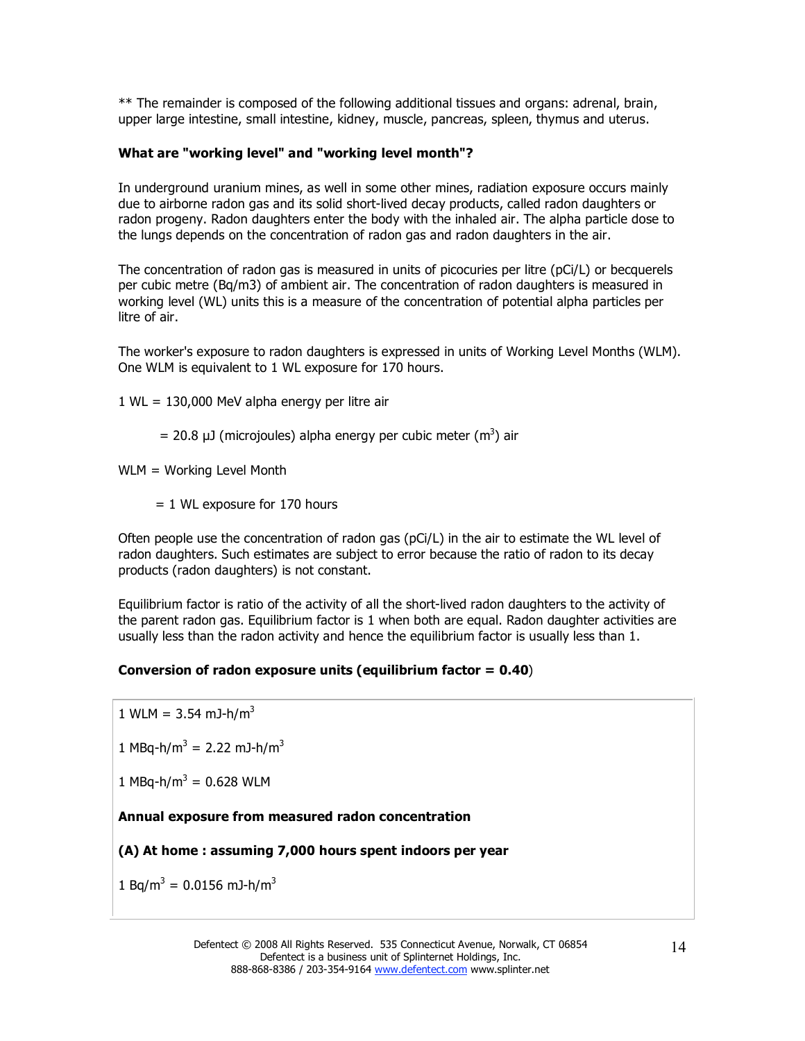** The remainder is composed of the following additional tissues and organs: adrenal, brain, upper large intestine, small intestine, kidney, muscle, pancreas, spleen, thymus and uterus.

**What are "working level" and "working level month"?**

In underground uranium mines, as well in some other mines, radiation exposure occurs mainly due to airborne radon gas and its solid short-lived decay products, called radon daughters or radon progeny. Radon daughters enter the body with the inhaled air. The alpha particle dose to the lungs depends on the concentration of radon gas and radon daughters in the air.

The concentration of radon gas is measured in units of picocuries per litre (pCi/L) or becquerels per cubic metre (Bq/m3) of ambient air. The concentration of radon daughters is measured in working level (WL) units this is a measure of the concentration of potential alpha particles per litre of air.

The worker's exposure to radon daughters is expressed in units of Working Level Months (WLM). One WLM is equivalent to 1 WL exposure for 170 hours.

1 WL = 130,000 MeV alpha energy per litre air

= 20.8 μJ (microjoules) alpha energy per cubic meter ($m^3$) air

WLM = Working Level Month

= 1 WL exposure for 170 hours

Often people use the concentration of radon gas (pCi/L) in the air to estimate the WL level of radon daughters. Such estimates are subject to error because the ratio of radon to its decay products (radon daughters) is not constant.

Equilibrium factor is ratio of the activity of all the short-lived radon daughters to the activity of the parent radon gas. Equilibrium factor is 1 when both are equal. Radon daughter activities are usually less than the radon activity and hence the equilibrium factor is usually less than 1.

**Conversion of radon exposure units (equilibrium factor = 0.40)**

1 WLM = 3.54 mJ-h/$m^3$

1 MBq-h/$m^3$ = 2.22 mJ-h/$m^3$

1 MBq-h/$m^3$ = 0.628 WLM

**Annual exposure from measured radon concentration**

**(A) At home : assuming 7,000 hours spent indoors per year**

1 Bq/$m^3$ = 0.0156 mJ-h/$m^3$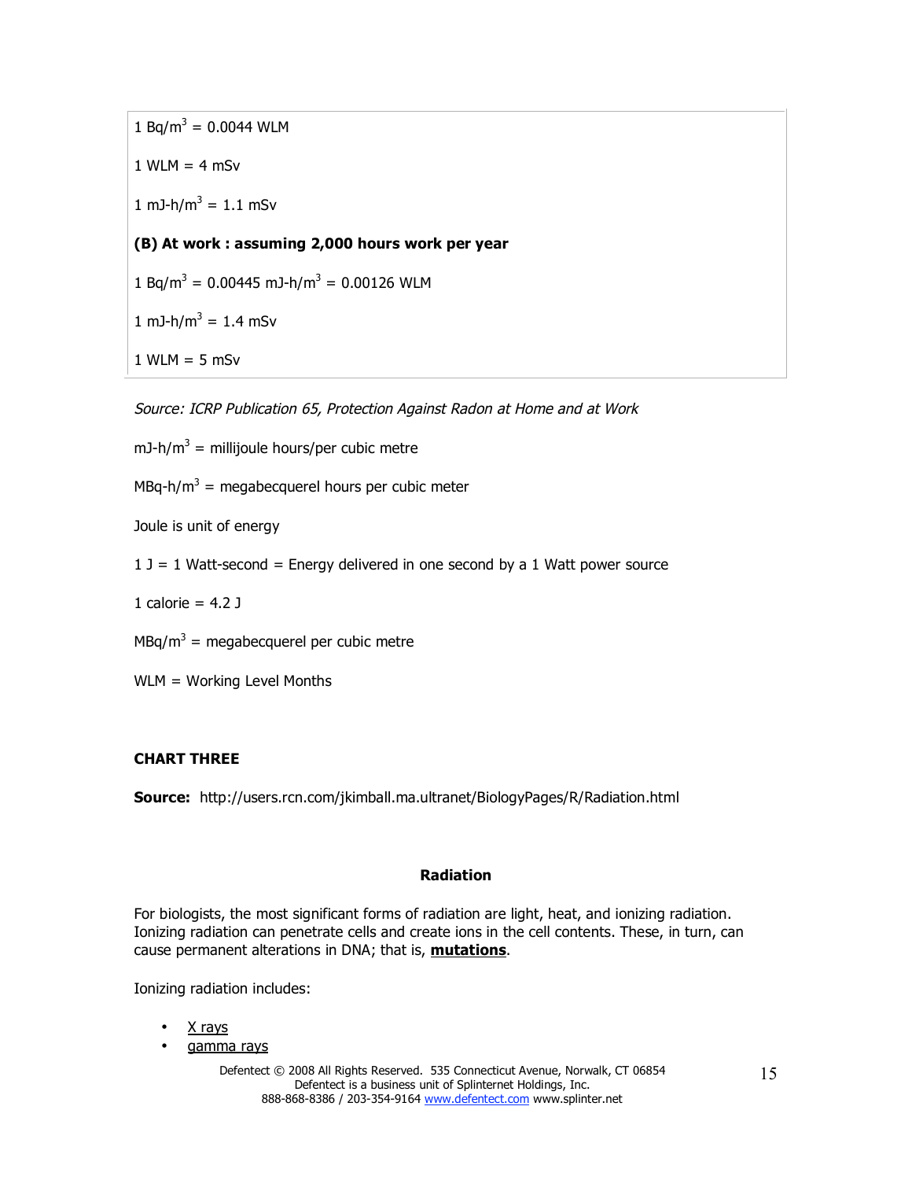1 Bq/m$^3$ = 0.0044 WLM

1 WLM = 4 mSv

1 mJ-h/m$^3$ = 1.1 mSv

**(B) At work : assuming 2,000 hours work per year**

1 Bq/m$^3$ = 0.00445 mJ-h/m$^3$ = 0.00126 WLM

1 mJ-h/m$^3$ = 1.4 mSv

1 WLM = 5 mSv

*Source: ICRP Publication 65, Protection Against Radon at Home and at Work*

mJ-h/m$^3$ = millijoule hours/per cubic metre

MBq-h/m$^3$ = megabecquerel hours per cubic meter

Joule is unit of energy

1 J = 1 Watt-second = Energy delivered in one second by a 1 Watt power source

1 calorie = 4.2 J

MBq/m$^3$ = megabecquerel per cubic metre

WLM = Working Level Months

**CHART THREE**

**Source:** http://users.rcn.com/jkimball.ma.ultranet/BiologyPages/R/Radiation.html

**Radiation**

For biologists, the most significant forms of radiation are light, heat, and ionizing radiation. Ionizing radiation can penetrate cells and create ions in the cell contents. These, in turn, can cause permanent alterations in DNA; that is, **mutations**.

Ionizing radiation includes:

- X rays
- gamma rays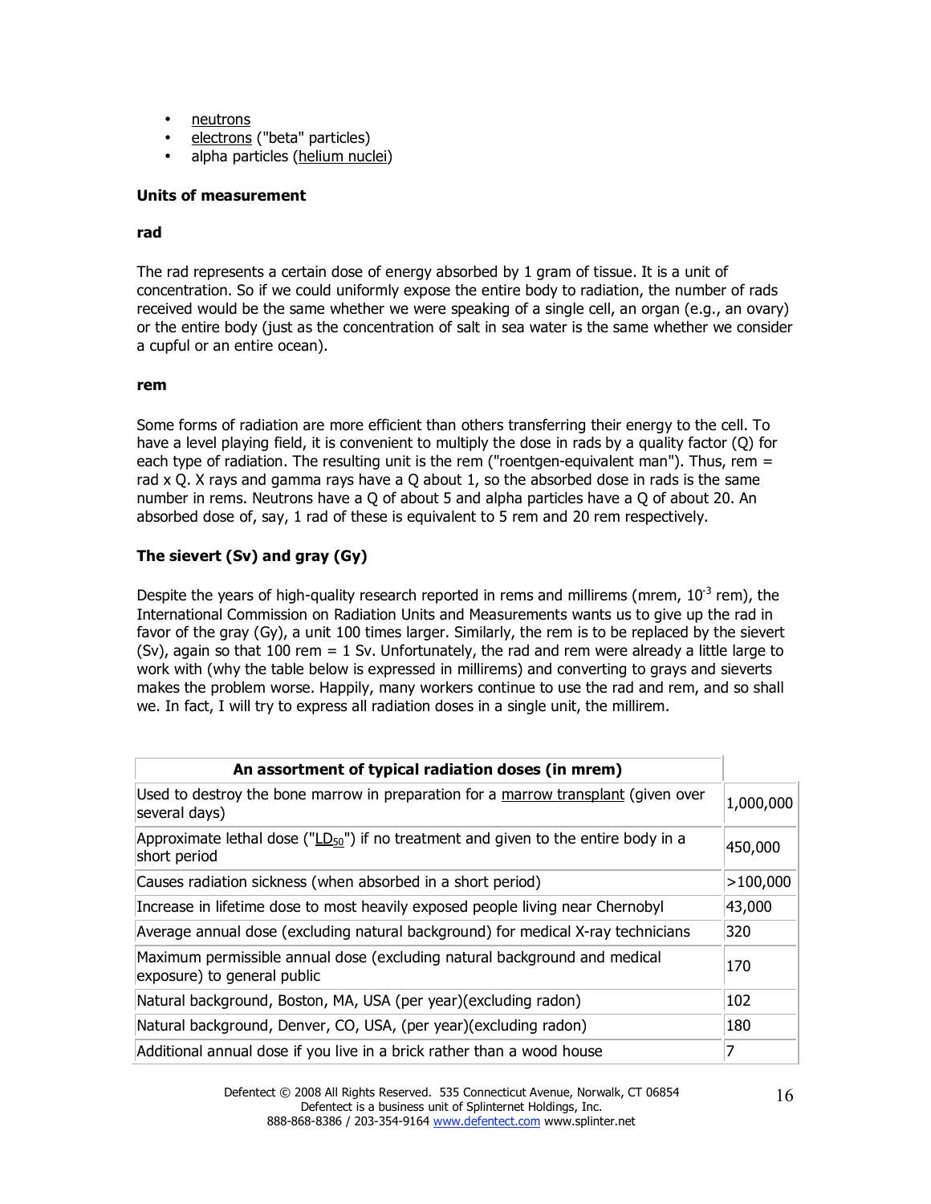- neutrons
- electrons ("beta" particles)
- alpha particles (helium nuclei)

**Units of measurement**

**rad**

The rad represents a certain dose of energy absorbed by 1 gram of tissue. It is a unit of concentration. So if we could uniformly expose the entire body to radiation, the number of rads received would be the same whether we were speaking of a single cell, an organ (e.g., an ovary) or the entire body (just as the concentration of salt in sea water is the same whether we consider a cupful or an entire ocean).

**rem**

Some forms of radiation are more efficient than others transferring their energy to the cell. To have a level playing field, it is convenient to multiply the dose in rads by a quality factor (Q) for each type of radiation. The resulting unit is the rem ("roentgen-equivalent man"). Thus, rem = rad x Q. X rays and gamma rays have a Q about 1, so the absorbed dose in rads is the same number in rems. Neutrons have a Q of about 5 and alpha particles have a Q of about 20. An absorbed dose of, say, 1 rad of these is equivalent to 5 rem and 20 rem respectively.

**The sievert (Sv) and gray (Gy)**

Despite the years of high-quality research reported in rems and millirems (mrem, $10^{-3}$ rem), the International Commission on Radiation Units and Measurements wants us to give up the rad in favor of the gray (Gy), a unit 100 times larger. Similarly, the rem is to be replaced by the sievert (Sv), again so that 100 rem = 1 Sv. Unfortunately, the rad and rem were already a little large to work with (why the table below is expressed in millirems) and converting to grays and sieverts makes the problem worse. Happily, many workers continue to use the rad and rem, and so shall we. In fact, I will try to express all radiation doses in a single unit, the millirem.

| An assortment of typical radiation doses (in mrem) | |
|---|---|
| Used to destroy the bone marrow in preparation for a marrow transplant (given over several days) | 1,000,000 |
| Approximate lethal dose ("$LD_{50}$") if no treatment and given to the entire body in a short period | 450,000 |
| Causes radiation sickness (when absorbed in a short period) | >100,000 |
| Increase in lifetime dose to most heavily exposed people living near Chernobyl | 43,000 |
| Average annual dose (excluding natural background) for medical X-ray technicians | 320 |
| Maximum permissible annual dose (excluding natural background and medical exposure) to general public | 170 |
| Natural background, Boston, MA, USA (per year)(excluding radon) | 102 |
| Natural background, Denver, CO, USA, (per year)(excluding radon) | 180 |
| Additional annual dose if you live in a brick rather than a wood house | 7 |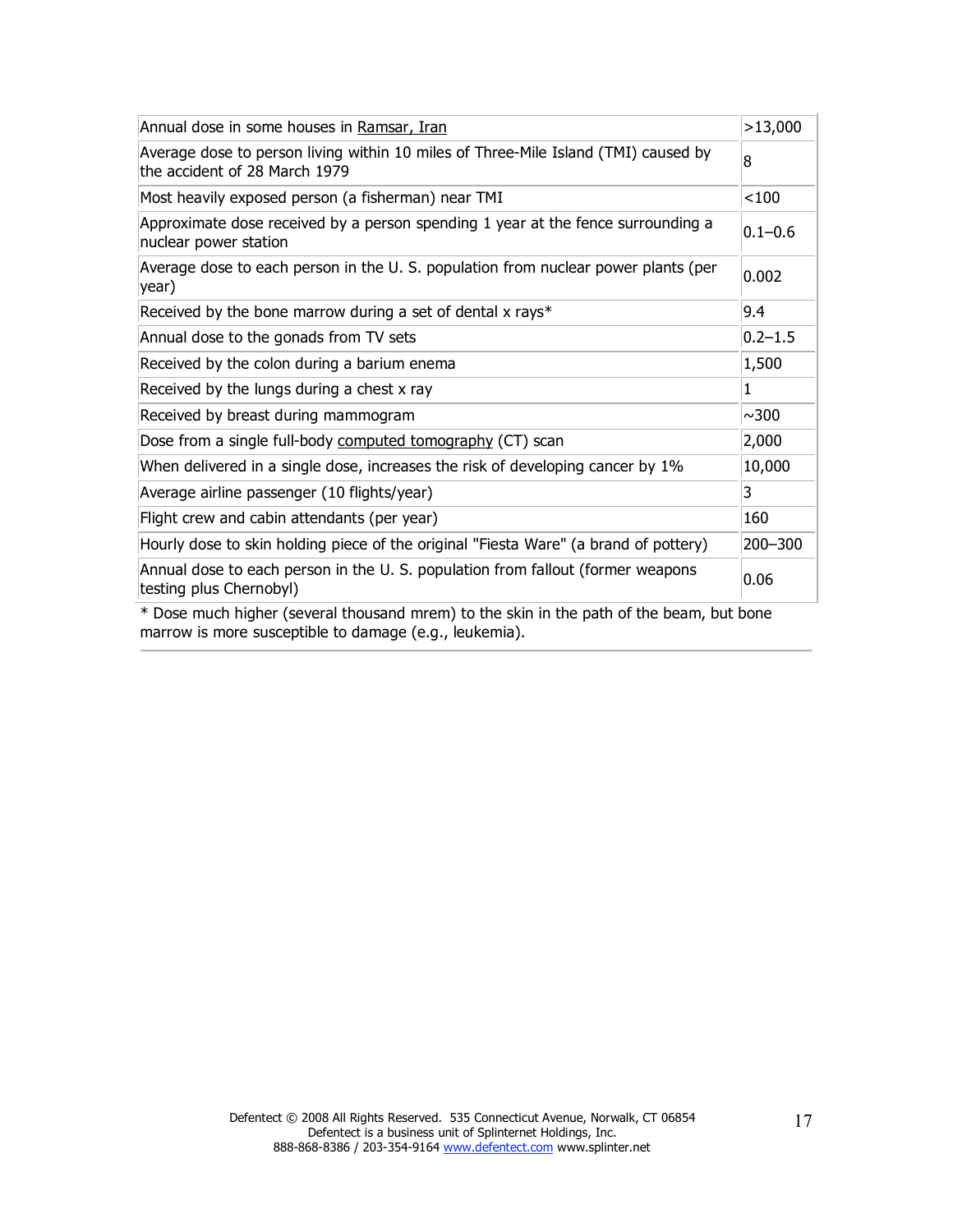| | |
|---|---|
| Annual dose in some houses in Ramsar, Iran | >13,000 |
| Average dose to person living within 10 miles of Three-Mile Island (TMI) caused by the accident of 28 March 1979 | 8 |
| Most heavily exposed person (a fisherman) near TMI | <100 |
| Approximate dose received by a person spending 1 year at the fence surrounding a nuclear power station | 0.1–0.6 |
| Average dose to each person in the U. S. population from nuclear power plants (per year) | 0.002 |
| Received by the bone marrow during a set of dental x rays* | 9.4 |
| Annual dose to the gonads from TV sets | 0.2–1.5 |
| Received by the colon during a barium enema | 1,500 |
| Received by the lungs during a chest x ray | 1 |
| Received by breast during mammogram | ~300 |
| Dose from a single full-body computed tomography (CT) scan | 2,000 |
| When delivered in a single dose, increases the risk of developing cancer by 1% | 10,000 |
| Average airline passenger (10 flights/year) | 3 |
| Flight crew and cabin attendants (per year) | 160 |
| Hourly dose to skin holding piece of the original "Fiesta Ware" (a brand of pottery) | 200–300 |
| Annual dose to each person in the U. S. population from fallout (former weapons testing plus Chernobyl) | 0.06 |

* Dose much higher (several thousand mrem) to the skin in the path of the beam, but bone marrow is more susceptible to damage (e.g., leukemia).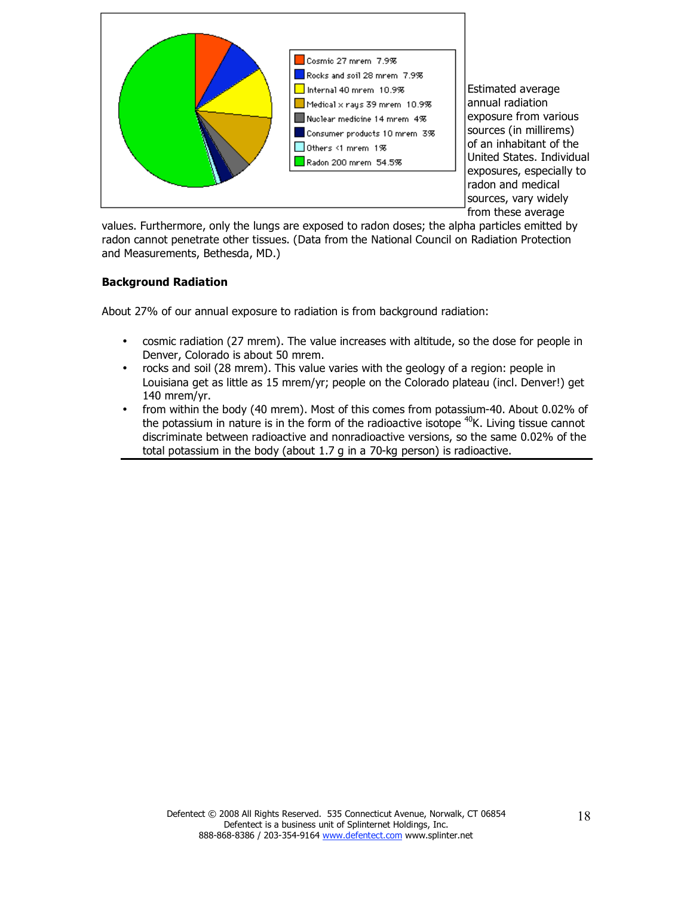Cosmic 27 mrem 7.9%
Rocks and soil 28 mrem 7.9%
Internal 40 mrem 10.9%
Medical x rays 39 mrem 10.9%
Nuclear medicine 14 mrem 4%
Consumer products 10 mrem 3%
Others <1 mrem 1%
Radon 200 mrem 54.5%

Estimated average annual radiation exposure from various sources (in millirems) of an inhabitant of the United States. Individual exposures, especially to radon and medical sources, vary widely from these average values. Furthermore, only the lungs are exposed to radon doses; the alpha particles emitted by radon cannot penetrate other tissues. (Data from the National Council on Radiation Protection and Measurements, Bethesda, MD.)

**Background Radiation**

About 27% of our annual exposure to radiation is from background radiation:

- cosmic radiation (27 mrem). The value increases with altitude, so the dose for people in Denver, Colorado is about 50 mrem.
- rocks and soil (28 mrem). This value varies with the geology of a region: people in Louisiana get as little as 15 mrem/yr; people on the Colorado plateau (incl. Denver!) get 140 mrem/yr.
- from within the body (40 mrem). Most of this comes from potassium-40. About 0.02% of the potassium in nature is in the form of the radioactive isotope $^{40}K$. Living tissue cannot discriminate between radioactive and nonradioactive versions, so the same 0.02% of the total potassium in the body (about 1.7 g in a 70-kg person) is radioactive.